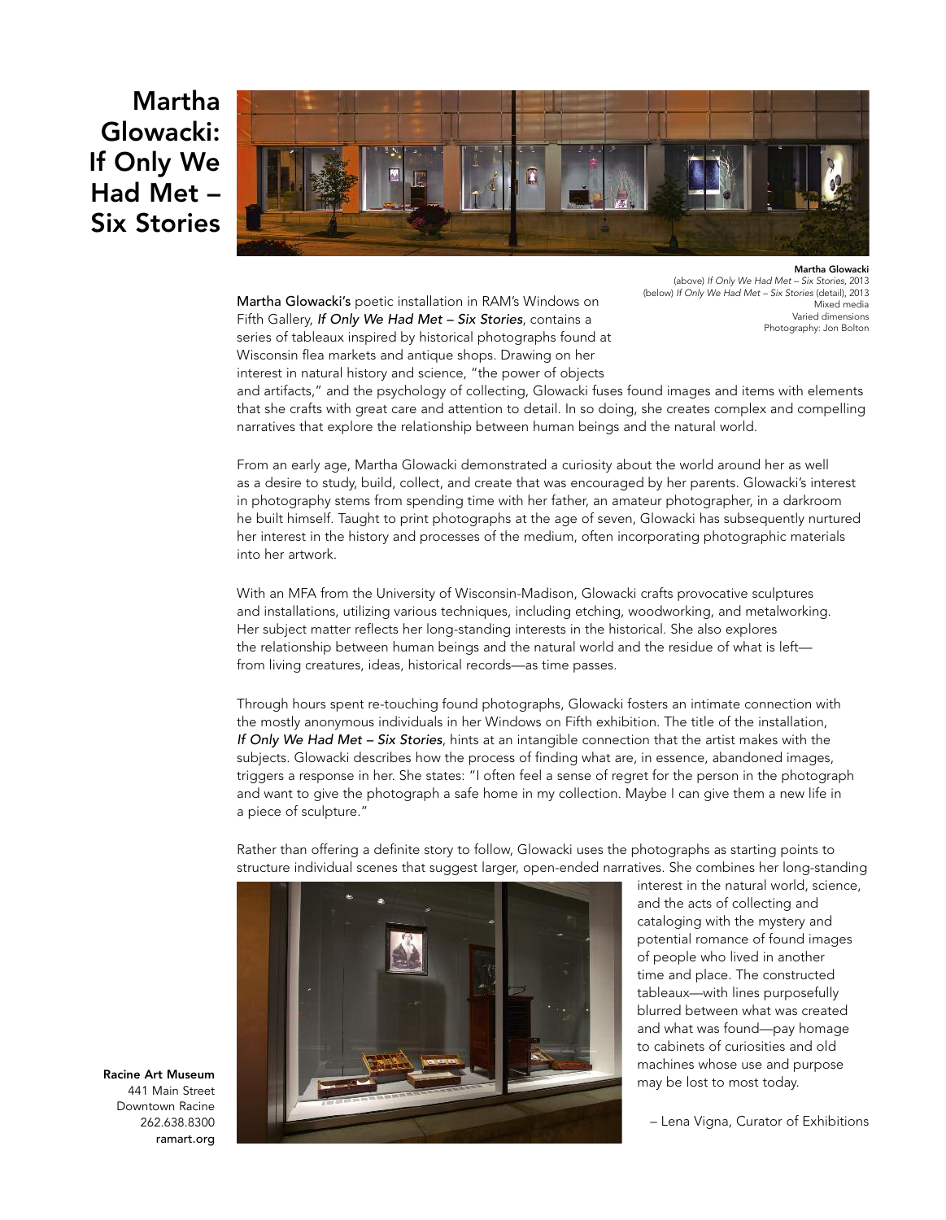# Martha Glowacki: If Only We Had Met – Six Stories

**Martha Glowacki**
(above) *If Only We Had Met – Six Stories*, 2013
(below) *If Only We Had Met – Six Stories* (detail), 2013
Mixed media
Varied dimensions
Photography: Jon Bolton

**Martha Glowacki's** poetic installation in RAM's Windows on Fifth Gallery, ***If Only We Had Met – Six Stories***, contains a series of tableaux inspired by historical photographs found at Wisconsin flea markets and antique shops. Drawing on her interest in natural history and science, "the power of objects and artifacts," and the psychology of collecting, Glowacki fuses found images and items with elements that she crafts with great care and attention to detail. In so doing, she creates complex and compelling narratives that explore the relationship between human beings and the natural world.

From an early age, Martha Glowacki demonstrated a curiosity about the world around her as well as a desire to study, build, collect, and create that was encouraged by her parents. Glowacki's interest in photography stems from spending time with her father, an amateur photographer, in a darkroom he built himself. Taught to print photographs at the age of seven, Glowacki has subsequently nurtured her interest in the history and processes of the medium, often incorporating photographic materials into her artwork.

With an MFA from the University of Wisconsin-Madison, Glowacki crafts provocative sculptures and installations, utilizing various techniques, including etching, woodworking, and metalworking. Her subject matter reflects her long-standing interests in the historical. She also explores the relationship between human beings and the natural world and the residue of what is left—from living creatures, ideas, historical records—as time passes.

Through hours spent re-touching found photographs, Glowacki fosters an intimate connection with the mostly anonymous individuals in her Windows on Fifth exhibition. The title of the installation, ***If Only We Had Met – Six Stories***, hints at an intangible connection that the artist makes with the subjects. Glowacki describes how the process of finding what are, in essence, abandoned images, triggers a response in her. She states: "I often feel a sense of regret for the person in the photograph and want to give the photograph a safe home in my collection. Maybe I can give them a new life in a piece of sculpture."

Rather than offering a definite story to follow, Glowacki uses the photographs as starting points to structure individual scenes that suggest larger, open-ended narratives. She combines her long-standing interest in the natural world, science, and the acts of collecting and cataloging with the mystery and potential romance of found images of people who lived in another time and place. The constructed tableaux—with lines purposefully blurred between what was created and what was found—pay homage to cabinets of curiosities and old machines whose use and purpose may be lost to most today.

– Lena Vigna, Curator of Exhibitions

**Racine Art Museum**
441 Main Street
Downtown Racine
262.638.8300
ramart.org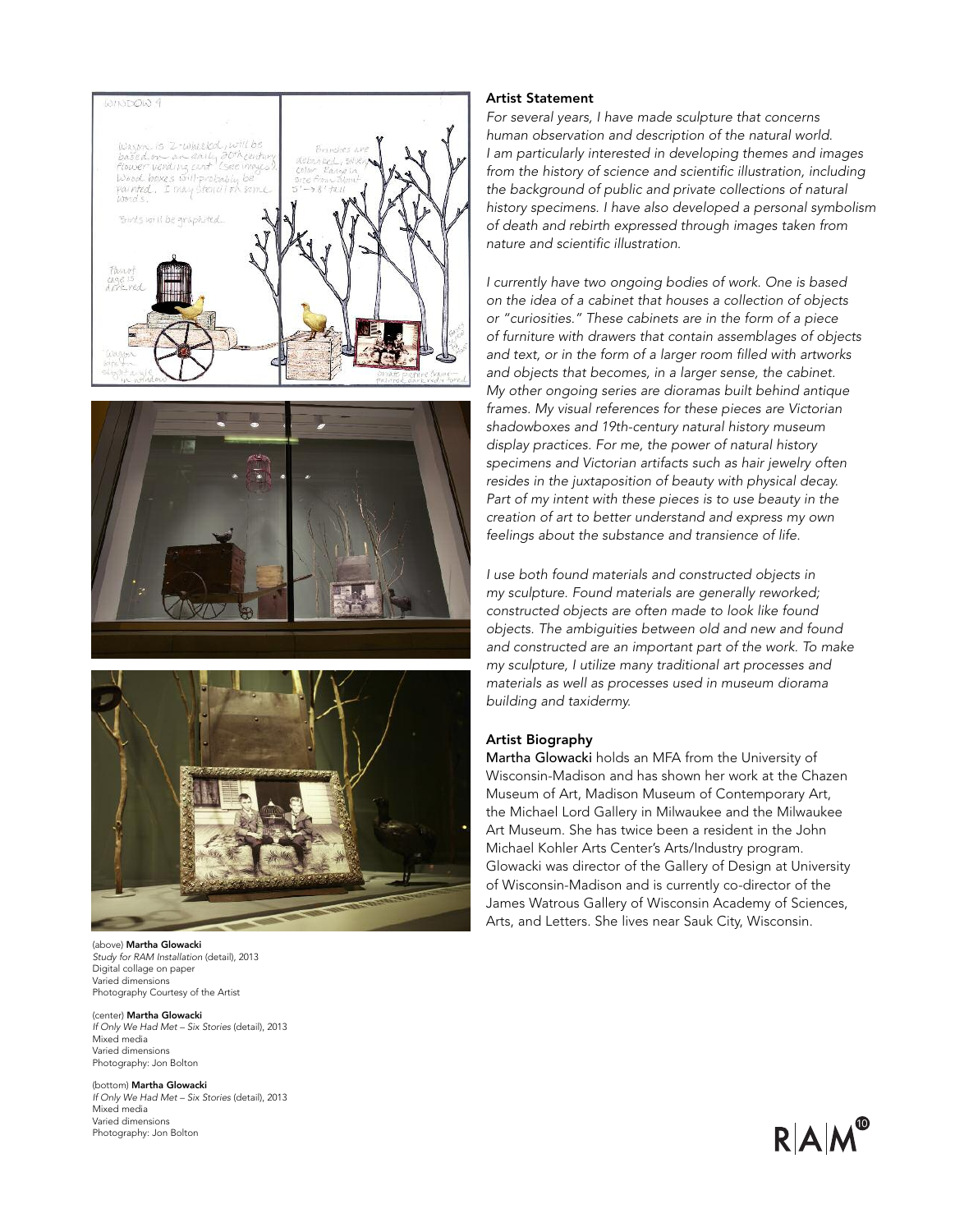(above) **Martha Glowacki**
*Study for RAM Installation* (detail), 2013
Digital collage on paper
Varied dimensions
Photography Courtesy of the Artist

(center) **Martha Glowacki**
*If Only We Had Met – Six Stories* (detail), 2013
Mixed media
Varied dimensions
Photography: Jon Bolton

(bottom) **Martha Glowacki**
*If Only We Had Met – Six Stories* (detail), 2013
Mixed media
Varied dimensions
Photography: Jon Bolton

## Artist Statement

*For several years, I have made sculpture that concerns human observation and description of the natural world. I am particularly interested in developing themes and images from the history of science and scientific illustration, including the background of public and private collections of natural history specimens. I have also developed a personal symbolism of death and rebirth expressed through images taken from nature and scientific illustration.*

*I currently have two ongoing bodies of work. One is based on the idea of a cabinet that houses a collection of objects or "curiosities." These cabinets are in the form of a piece of furniture with drawers that contain assemblages of objects and text, or in the form of a larger room filled with artworks and objects that becomes, in a larger sense, the cabinet. My other ongoing series are dioramas built behind antique frames. My visual references for these pieces are Victorian shadowboxes and 19th-century natural history museum display practices. For me, the power of natural history specimens and Victorian artifacts such as hair jewelry often resides in the juxtaposition of beauty with physical decay. Part of my intent with these pieces is to use beauty in the creation of art to better understand and express my own feelings about the substance and transience of life.*

*I use both found materials and constructed objects in my sculpture. Found materials are generally reworked; constructed objects are often made to look like found objects. The ambiguities between old and new and found and constructed are an important part of the work. To make my sculpture, I utilize many traditional art processes and materials as well as processes used in museum diorama building and taxidermy.*

## Artist Biography

**Martha Glowacki** holds an MFA from the University of Wisconsin-Madison and has shown her work at the Chazen Museum of Art, Madison Museum of Contemporary Art, the Michael Lord Gallery in Milwaukee and the Milwaukee Art Museum. She has twice been a resident in the John Michael Kohler Arts Center's Arts/Industry program. Glowacki was director of the Gallery of Design at University of Wisconsin-Madison and is currently co-director of the James Watrous Gallery of Wisconsin Academy of Sciences, Arts, and Letters. She lives near Sauk City, Wisconsin.